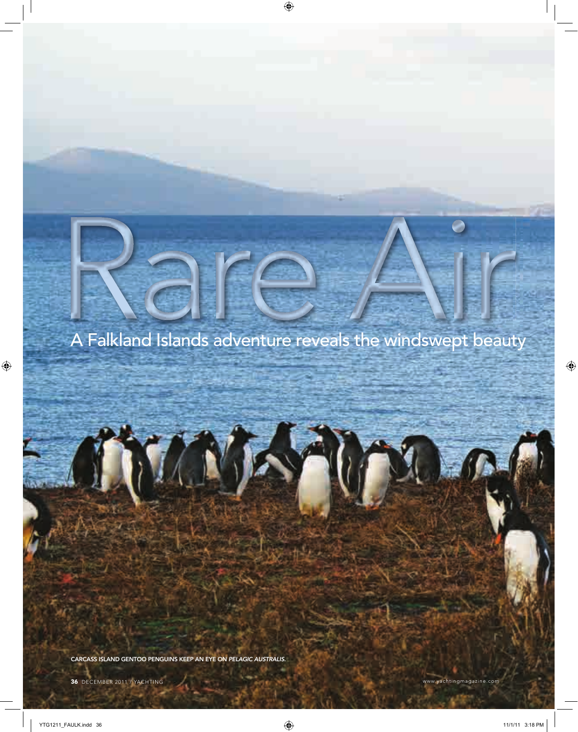# Rare Air

## A Falkland Islands adventure reveals the windswept beauty

CARCASS ISLAND GENTOO PENGUINS KEEP AN EYE ON *PELAGIC AUSTRALIS*.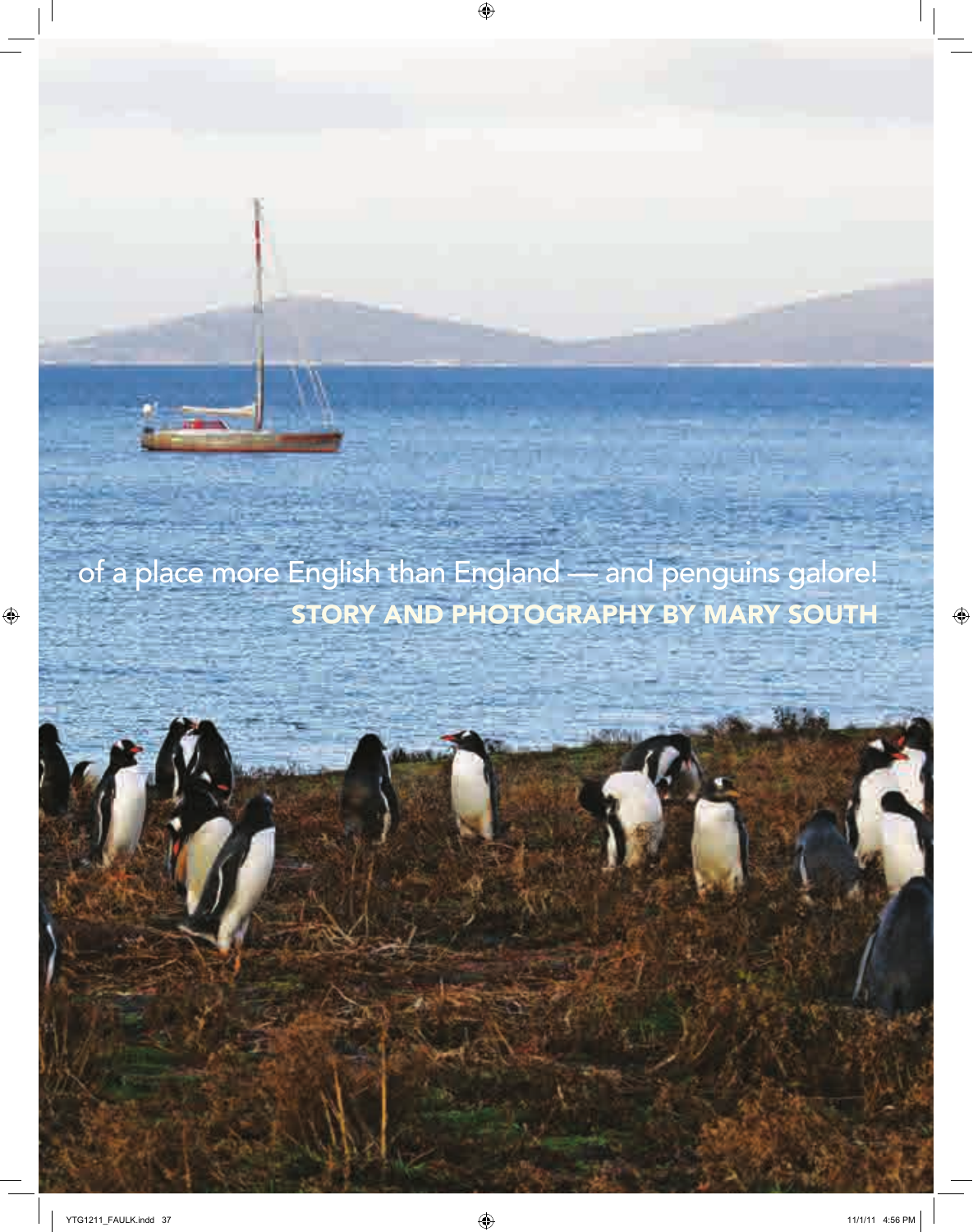of a place more English than England — and penguins galore!

**STORY AND PHOTOGRAPHY BY MARY SOUTH**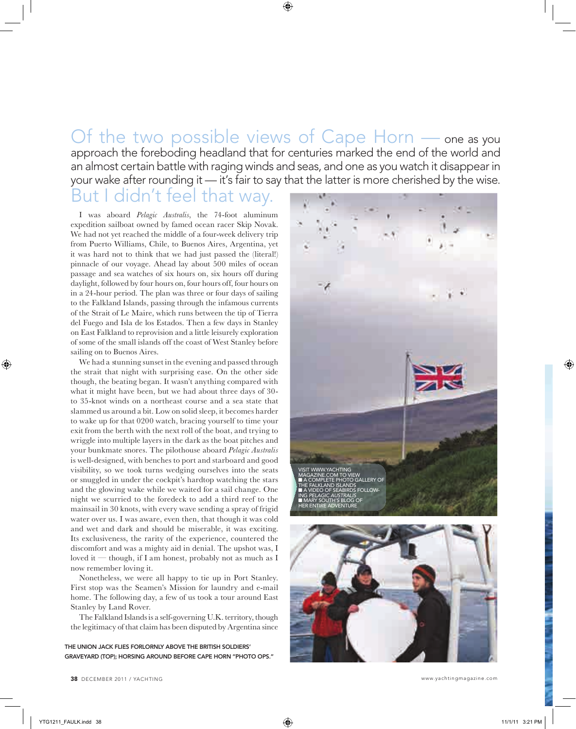Of the two possible views of Cape Horn — one as you approach the foreboding headland that for centuries marked the end of the world and an almost certain battle with raging winds and seas, and one as you watch it disappear in your wake after rounding it — it's fair to say that the latter is more cherished by the wise. But I didn't feel that way.

I was aboard *Pelagic Australis*, the 74-foot aluminum expedition sailboat owned by famed ocean racer Skip Novak. We had not yet reached the middle of a four-week delivery trip from Puerto Williams, Chile, to Buenos Aires, Argentina, yet it was hard not to think that we had just passed the (literal!) pinnacle of our voyage. Ahead lay about 500 miles of ocean passage and sea watches of six hours on, six hours off during daylight, followed by four hours on, four hours off, four hours on in a 24-hour period. The plan was three or four days of sailing to the Falkland Islands, passing through the infamous currents of the Strait of Le Maire, which runs between the tip of Tierra del Fuego and Isla de los Estados. Then a few days in Stanley on East Falkland to reprovision and a little leisurely exploration of some of the small islands off the coast of West Stanley before sailing on to Buenos Aires.

We had a stunning sunset in the evening and passed through the strait that night with surprising ease. On the other side though, the beating began. It wasn't anything compared with what it might have been, but we had about three days of 30- to 35-knot winds on a northeast course and a sea state that slammed us around a bit. Low on solid sleep, it becomes harder to wake up for that 0200 watch, bracing yourself to time your exit from the berth with the next roll of the boat, and trying to wriggle into multiple layers in the dark as the boat pitches and your bunkmate snores. The pilothouse aboard *Pelagic Australis* is well-designed, with benches to port and starboard and good visibility, so we took turns wedging ourselves into the seats or snuggled in under the cockpit's hardtop watching the stars and the glowing wake while we waited for a sail change. One night we scurried to the foredeck to add a third reef to the mainsail in 30 knots, with every wave sending a spray of frigid water over us. I was aware, even then, that though it was cold and wet and dark and should be miserable, it was exciting. Its exclusiveness, the rarity of the experience, countered the discomfort and was a mighty aid in denial. The upshot was, I loved it — though, if I am honest, probably not as much as I now remember loving it.

Nonetheless, we were all happy to tie up in Port Stanley. First stop was the Seamen's Mission for laundry and e-mail home. The following day, a few of us took a tour around East Stanley by Land Rover.

The Falkland Islands is a self-governing U.K. territory, though the legitimacy of that claim has been disputed by Argentina since

VISIT WWW.YACHTINGMAGAZINE.COM TO VIEW
- A COMPLETE PHOTO GALLERY OF THE FALKLAND ISLANDS
- A VIDEO OF SEABIRDS FOLLOWING *PELAGIC AUSTRALIS*
- MARY SOUTH'S BLOG OF HER ENTIRE ADVENTURE

THE UNION JACK FLIES FORLORNLY ABOVE THE BRITISH SOLDIERS' GRAVEYARD (TOP); HORSING AROUND BEFORE CAPE HORN "PHOTO OPS."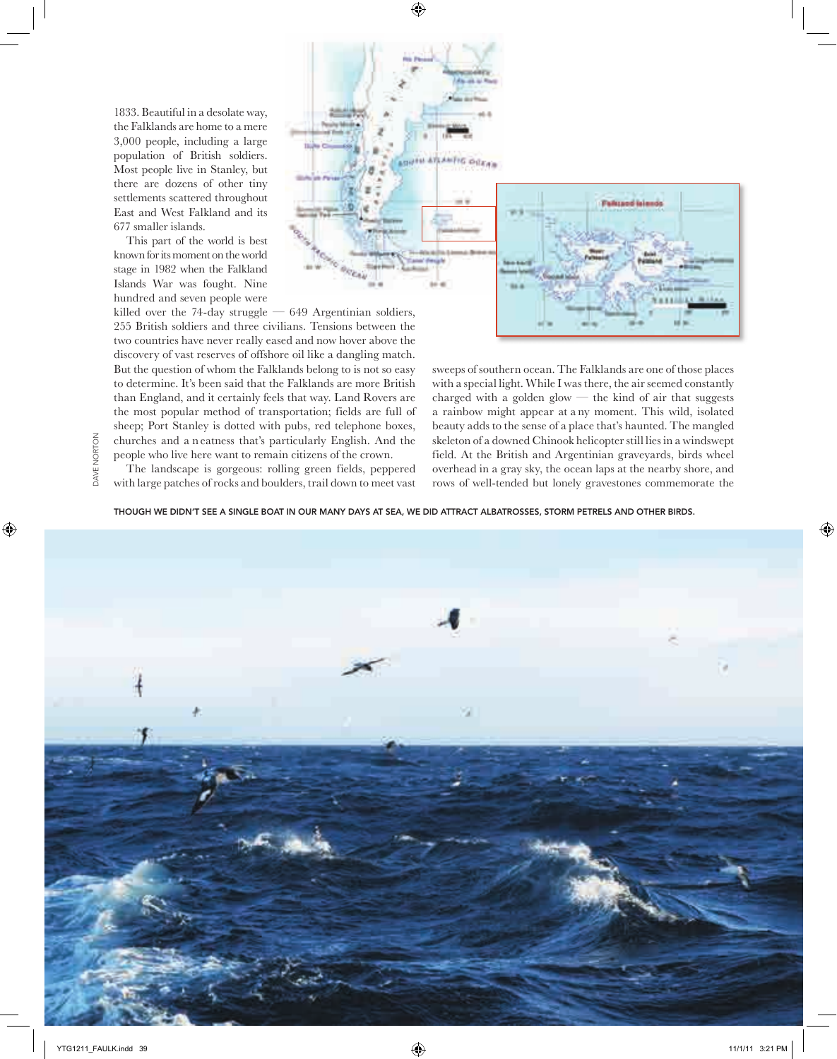1833. Beautiful in a desolate way, the Falklands are home to a mere 3,000 people, including a large population of British soldiers. Most people live in Stanley, but there are dozens of other tiny settlements scattered throughout East and West Falkland and its 677 smaller islands.

This part of the world is best known for its moment on the world stage in 1982 when the Falkland Islands War was fought. Nine hundred and seven people were killed over the 74-day struggle — 649 Argentinian soldiers, 255 British soldiers and three civilians. Tensions between the two countries have never really eased and now hover above the discovery of vast reserves of offshore oil like a dangling match. But the question of whom the Falklands belong to is not so easy to determine. It's been said that the Falklands are more British than England, and it certainly feels that way. Land Rovers are the most popular method of transportation; fields are full of sheep; Port Stanley is dotted with pubs, red telephone boxes, churches and a neatness that's particularly English. And the people who live here want to remain citizens of the crown.

The landscape is gorgeous: rolling green fields, peppered with large patches of rocks and boulders, trail down to meet vast sweeps of southern ocean. The Falklands are one of those places with a special light. While I was there, the air seemed constantly charged with a golden glow — the kind of air that suggests a rainbow might appear at any moment. This wild, isolated beauty adds to the sense of a place that's haunted. The mangled skeleton of a downed Chinook helicopter still lies in a windswept field. At the British and Argentinian graveyards, birds wheel overhead in a gray sky, the ocean laps at the nearby shore, and rows of well-tended but lonely gravestones commemorate the

DAVE NORTON

THOUGH WE DIDN'T SEE A SINGLE BOAT IN OUR MANY DAYS AT SEA, WE DID ATTRACT ALBATROSSES, STORM PETRELS AND OTHER BIRDS.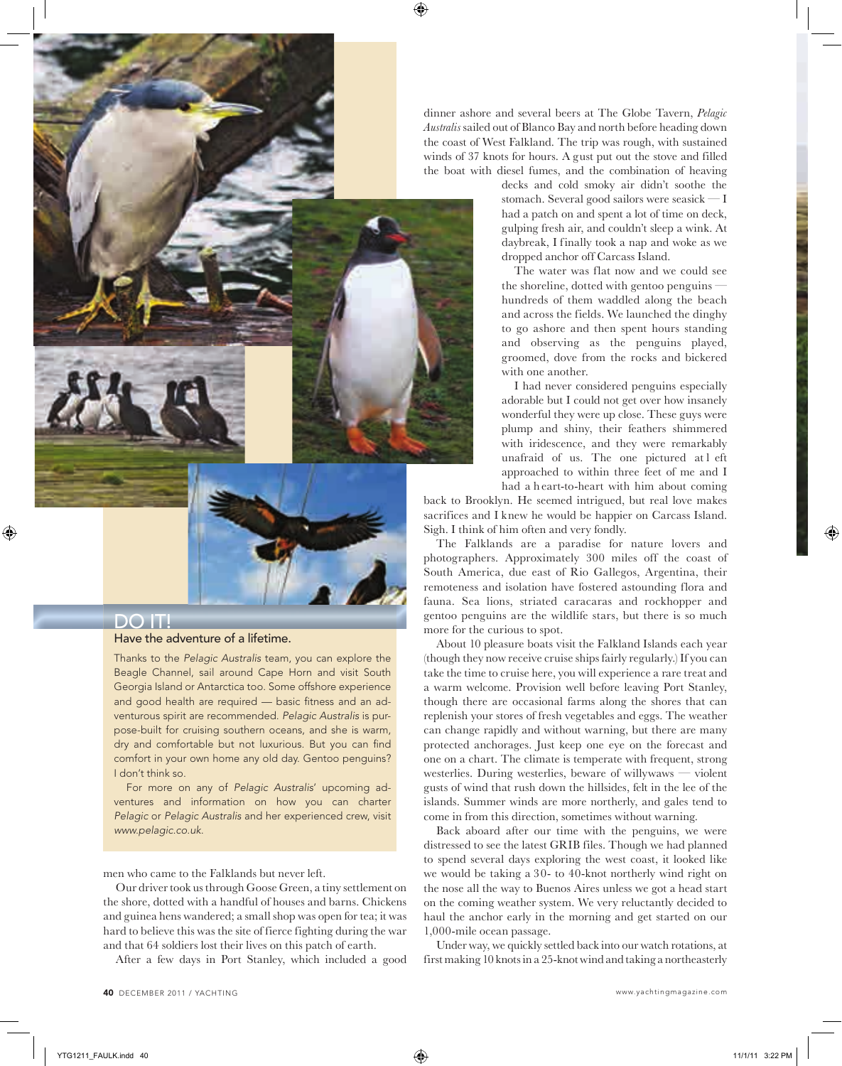men who came to the Falklands but never left.

Our driver took us through Goose Green, a tiny settlement on the shore, dotted with a handful of houses and barns. Chickens and guinea hens wandered; a small shop was open for tea; it was hard to believe this was the site of fierce fighting during the war and that 64 soldiers lost their lives on this patch of earth.

After a few days in Port Stanley, which included a good dinner ashore and several beers at The Globe Tavern, *Pelagic Australis* sailed out of Blanco Bay and north before heading down the coast of West Falkland. The trip was rough, with sustained winds of 37 knots for hours. A gust put out the stove and filled the boat with diesel fumes, and the combination of heaving decks and cold smoky air didn't soothe the stomach. Several good sailors were seasick — I had a patch on and spent a lot of time on deck, gulping fresh air, and couldn't sleep a wink. At daybreak, I finally took a nap and woke as we dropped anchor off Carcass Island.

The water was flat now and we could see the shoreline, dotted with gentoo penguins — hundreds of them waddled along the beach and across the fields. We launched the dinghy to go ashore and then spent hours standing and observing as the penguins played, groomed, dove from the rocks and bickered with one another.

I had never considered penguins especially adorable but I could not get over how insanely wonderful they were up close. These guys were plump and shiny, their feathers shimmered with iridescence, and they were remarkably unafraid of us. The one pictured at left approached to within three feet of me and I had a heart-to-heart with him about coming back to Brooklyn. He seemed intrigued, but real love makes sacrifices and I knew he would be happier on Carcass Island. Sigh. I think of him often and very fondly.

The Falklands are a paradise for nature lovers and photographers. Approximately 300 miles off the coast of South America, due east of Rio Gallegos, Argentina, their remoteness and isolation have fostered astounding flora and fauna. Sea lions, striated caracaras and rockhopper and gentoo penguins are the wildlife stars, but there is so much more for the curious to spot.

About 10 pleasure boats visit the Falkland Islands each year (though they now receive cruise ships fairly regularly.) If you can take the time to cruise here, you will experience a rare treat and a warm welcome. Provision well before leaving Port Stanley, though there are occasional farms along the shores that can replenish your stores of fresh vegetables and eggs. The weather can change rapidly and without warning, but there are many protected anchorages. Just keep one eye on the forecast and one on a chart. The climate is temperate with frequent, strong westerlies. During westerlies, beware of willywaws — violent gusts of wind that rush down the hillsides, felt in the lee of the islands. Summer winds are more northerly, and gales tend to come in from this direction, sometimes without warning.

Back aboard after our time with the penguins, we were distressed to see the latest GRIB files. Though we had planned to spend several days exploring the west coast, it looked like we would be taking a 30- to 40-knot northerly wind right on the nose all the way to Buenos Aires unless we got a head start on the coming weather system. We very reluctantly decided to haul the anchor early in the morning and get started on our 1,000-mile ocean passage.

Under way, we quickly settled back into our watch rotations, at first making 10 knots in a 25-knot wind and taking a northeasterly

## DO IT!

### Have the adventure of a lifetime.

Thanks to the *Pelagic Australis* team, you can explore the Beagle Channel, sail around Cape Horn and visit South Georgia Island or Antarctica too. Some offshore experience and good health are required — basic fitness and an adventurous spirit are recommended. *Pelagic Australis* is purpose-built for cruising southern oceans, and she is warm, dry and comfortable but not luxurious. But you can find comfort in your own home any old day. Gentoo penguins? I don't think so.

For more on any of *Pelagic Australis'* upcoming adventures and information on how you can charter *Pelagic* or *Pelagic Australis* and her experienced crew, visit *www.pelagic.co.uk*.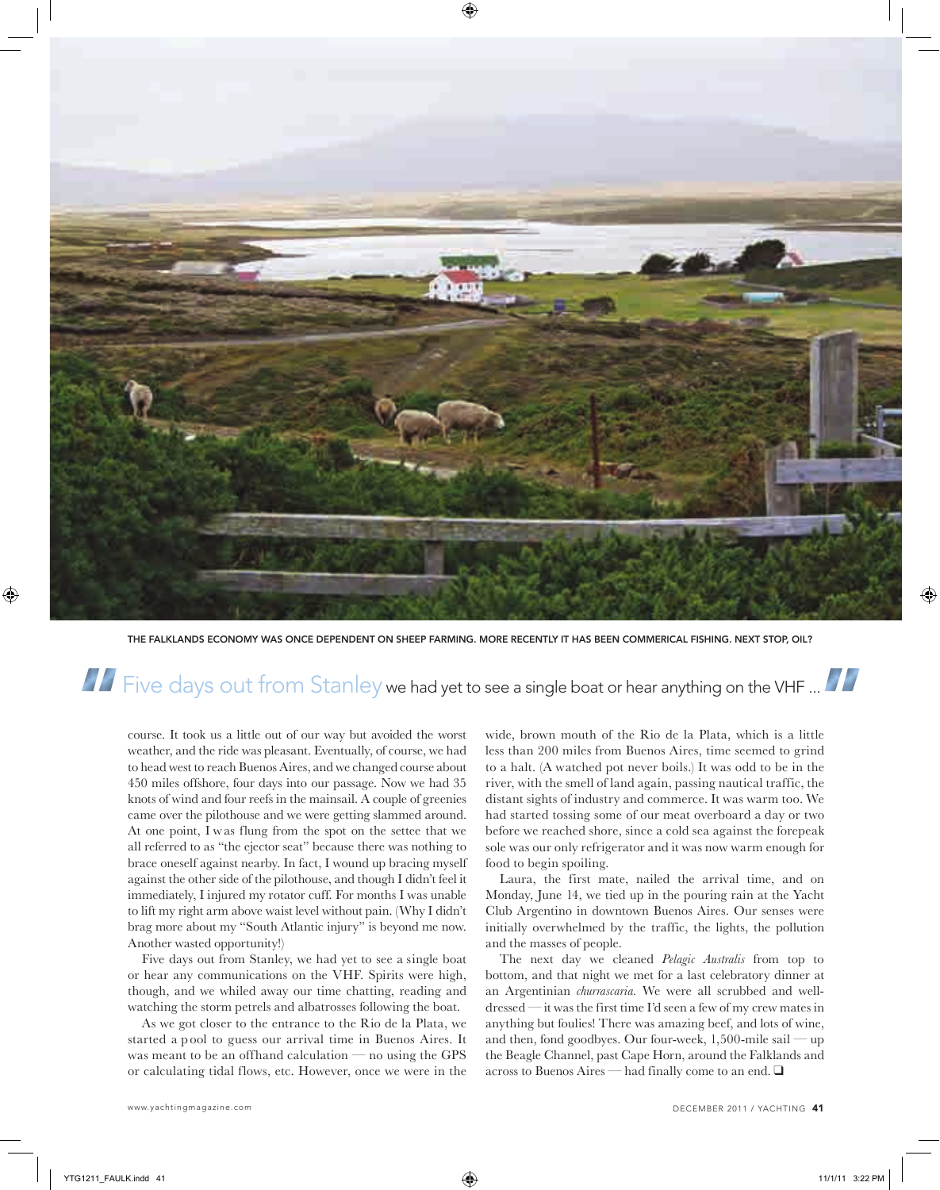THE FALKLANDS ECONOMY WAS ONCE DEPENDENT ON SHEEP FARMING. MORE RECENTLY IT HAS BEEN COMMERICAL FISHING. NEXT STOP, OIL?

> Five days out from Stanley we had yet to see a single boat or hear anything on the VHF ...

course. It took us a little out of our way but avoided the worst weather, and the ride was pleasant. Eventually, of course, we had to head west to reach Buenos Aires, and we changed course about 450 miles offshore, four days into our passage. Now we had 35 knots of wind and four reefs in the mainsail. A couple of greenies came over the pilothouse and we were getting slammed around. At one point, I was flung from the spot on the settee that we all referred to as "the ejector seat" because there was nothing to brace oneself against nearby. In fact, I wound up bracing myself against the other side of the pilothouse, and though I didn't feel it immediately, I injured my rotator cuff. For months I was unable to lift my right arm above waist level without pain. (Why I didn't brag more about my "South Atlantic injury" is beyond me now. Another wasted opportunity!)

Five days out from Stanley, we had yet to see a single boat or hear any communications on the VHF. Spirits were high, though, and we whiled away our time chatting, reading and watching the storm petrels and albatrosses following the boat.

As we got closer to the entrance to the Rio de la Plata, we started a pool to guess our arrival time in Buenos Aires. It was meant to be an offhand calculation — no using the GPS or calculating tidal flows, etc. However, once we were in the wide, brown mouth of the Rio de la Plata, which is a little less than 200 miles from Buenos Aires, time seemed to grind to a halt. (A watched pot never boils.) It was odd to be in the river, with the smell of land again, passing nautical traffic, the distant sights of industry and commerce. It was warm too. We had started tossing some of our meat overboard a day or two before we reached shore, since a cold sea against the forepeak sole was our only refrigerator and it was now warm enough for food to begin spoiling.

Laura, the first mate, nailed the arrival time, and on Monday, June 14, we tied up in the pouring rain at the Yacht Club Argentino in downtown Buenos Aires. Our senses were initially overwhelmed by the traffic, the lights, the pollution and the masses of people.

The next day we cleaned *Pelagic Australis* from top to bottom, and that night we met for a last celebratory dinner at an Argentinian *churrascaria*. We were all scrubbed and well-dressed — it was the first time I'd seen a few of my crew mates in anything but foulies! There was amazing beef, and lots of wine, and then, fond goodbyes. Our four-week, 1,500-mile sail — up the Beagle Channel, past Cape Horn, around the Falklands and across to Buenos Aires — had finally come to an end. ❑